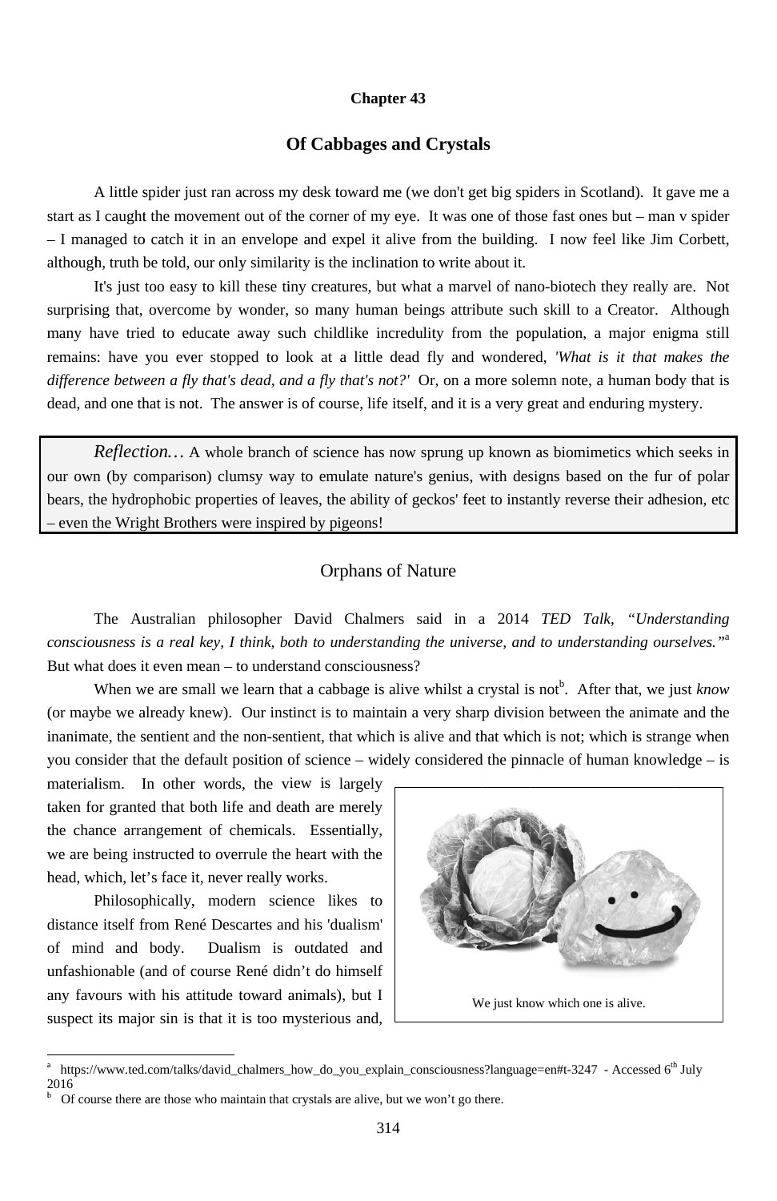# Chapter 43

## Of Cabbages and Crystals

A little spider just ran across my desk toward me (we don't get big spiders in Scotland). It gave me a start as I caught the movement out of the corner of my eye. It was one of those fast ones but – man v spider – I managed to catch it in an envelope and expel it alive from the building. I now feel like Jim Corbett, although, truth be told, our only similarity is the inclination to write about it.

It's just too easy to kill these tiny creatures, but what a marvel of nano-biotech they really are. Not surprising that, overcome by wonder, so many human beings attribute such skill to a Creator. Although many have tried to educate away such childlike incredulity from the population, a major enigma still remains: have you ever stopped to look at a little dead fly and wondered, *'What is it that makes the difference between a fly that's dead, and a fly that's not?'* Or, on a more solemn note, a human body that is dead, and one that is not. The answer is of course, life itself, and it is a very great and enduring mystery.

> *Reflection…* A whole branch of science has now sprung up known as biomimetics which seeks in our own (by comparison) clumsy way to emulate nature's genius, with designs based on the fur of polar bears, the hydrophobic properties of leaves, the ability of geckos' feet to instantly reverse their adhesion, etc – even the Wright Brothers were inspired by pigeons!

### Orphans of Nature

The Australian philosopher David Chalmers said in a 2014 *TED Talk*, *"Understanding consciousness is a real key, I think, both to understanding the universe, and to understanding ourselves."*[a] But what does it even mean – to understand consciousness?

When we are small we learn that a cabbage is alive whilst a crystal is not[b]. After that, we just *know* (or maybe we already knew). Our instinct is to maintain a very sharp division between the animate and the inanimate, the sentient and the non-sentient, that which is alive and that which is not; which is strange when you consider that the default position of science – widely considered the pinnacle of human knowledge – is materialism. In other words, the view is largely taken for granted that both life and death are merely the chance arrangement of chemicals. Essentially, we are being instructed to overrule the heart with the head, which, let's face it, never really works.

We just know which one is alive.

Philosophically, modern science likes to distance itself from René Descartes and his 'dualism' of mind and body. Dualism is outdated and unfashionable (and of course René didn't do himself any favours with his attitude toward animals), but I suspect its major sin is that it is too mysterious and,

---

[a] https://www.ted.com/talks/david_chalmers_how_do_you_explain_consciousness?language=en#t-3247 - Accessed 6th July 2016

[b] Of course there are those who maintain that crystals are alive, but we won't go there.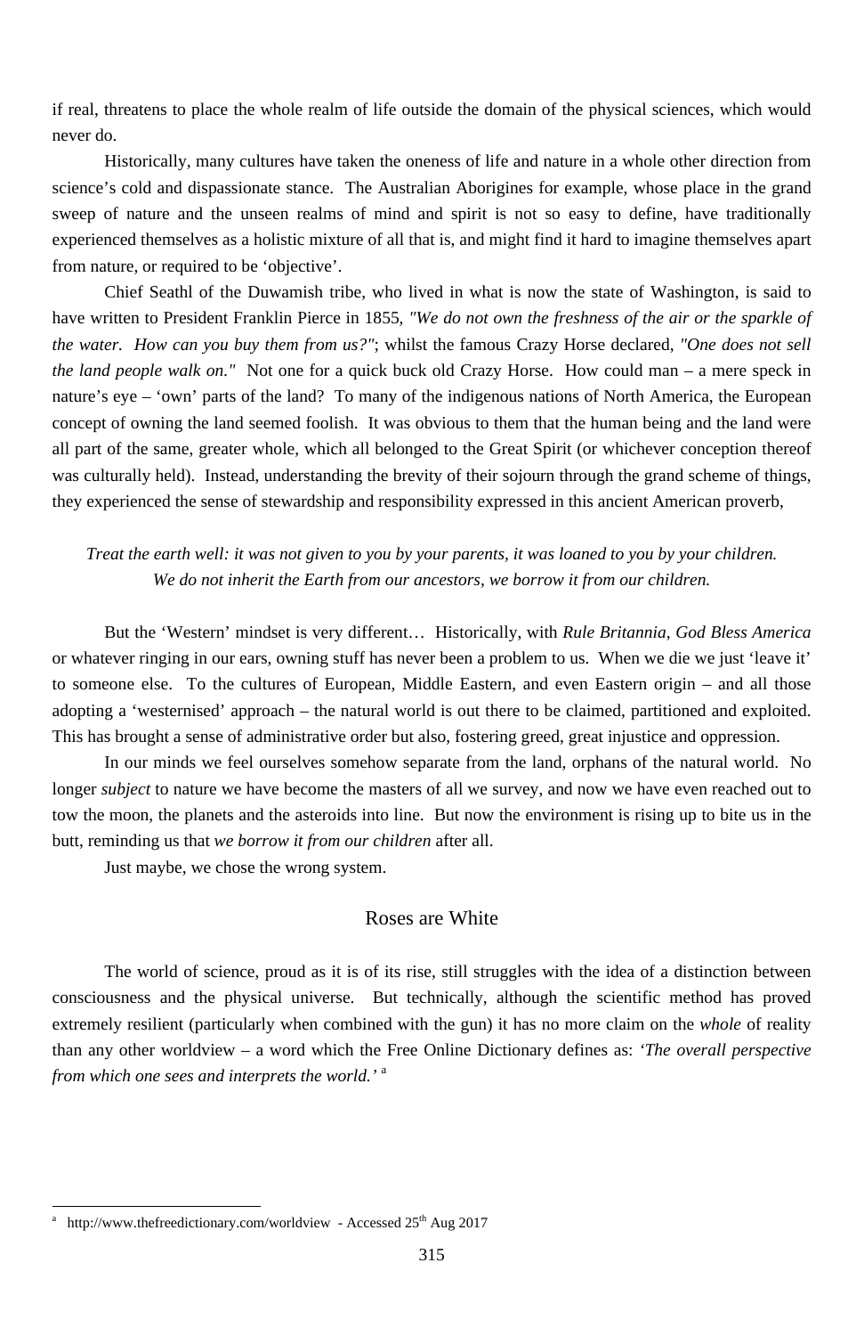if real, threatens to place the whole realm of life outside the domain of the physical sciences, which would never do.

Historically, many cultures have taken the oneness of life and nature in a whole other direction from science's cold and dispassionate stance. The Australian Aborigines for example, whose place in the grand sweep of nature and the unseen realms of mind and spirit is not so easy to define, have traditionally experienced themselves as a holistic mixture of all that is, and might find it hard to imagine themselves apart from nature, or required to be 'objective'.

Chief Seathl of the Duwamish tribe, who lived in what is now the state of Washington, is said to have written to President Franklin Pierce in 1855, *"We do not own the freshness of the air or the sparkle of the water. How can you buy them from us?"*; whilst the famous Crazy Horse declared, *"One does not sell the land people walk on."* Not one for a quick buck old Crazy Horse. How could man – a mere speck in nature's eye – 'own' parts of the land? To many of the indigenous nations of North America, the European concept of owning the land seemed foolish. It was obvious to them that the human being and the land were all part of the same, greater whole, which all belonged to the Great Spirit (or whichever conception thereof was culturally held). Instead, understanding the brevity of their sojourn through the grand scheme of things, they experienced the sense of stewardship and responsibility expressed in this ancient American proverb,

*Treat the earth well: it was not given to you by your parents, it was loaned to you by your children. We do not inherit the Earth from our ancestors, we borrow it from our children.*

But the 'Western' mindset is very different… Historically, with *Rule Britannia*, *God Bless America* or whatever ringing in our ears, owning stuff has never been a problem to us. When we die we just 'leave it' to someone else. To the cultures of European, Middle Eastern, and even Eastern origin – and all those adopting a 'westernised' approach – the natural world is out there to be claimed, partitioned and exploited. This has brought a sense of administrative order but also, fostering greed, great injustice and oppression.

In our minds we feel ourselves somehow separate from the land, orphans of the natural world. No longer *subject* to nature we have become the masters of all we survey, and now we have even reached out to tow the moon, the planets and the asteroids into line. But now the environment is rising up to bite us in the butt, reminding us that *we borrow it from our children* after all.

Just maybe, we chose the wrong system.

## Roses are White

The world of science, proud as it is of its rise, still struggles with the idea of a distinction between consciousness and the physical universe. But technically, although the scientific method has proved extremely resilient (particularly when combined with the gun) it has no more claim on the *whole* of reality than any other worldview – a word which the Free Online Dictionary defines as: *'The overall perspective from which one sees and interprets the world.'* [a]

[a] http://www.thefreedictionary.com/worldview - Accessed 25th Aug 2017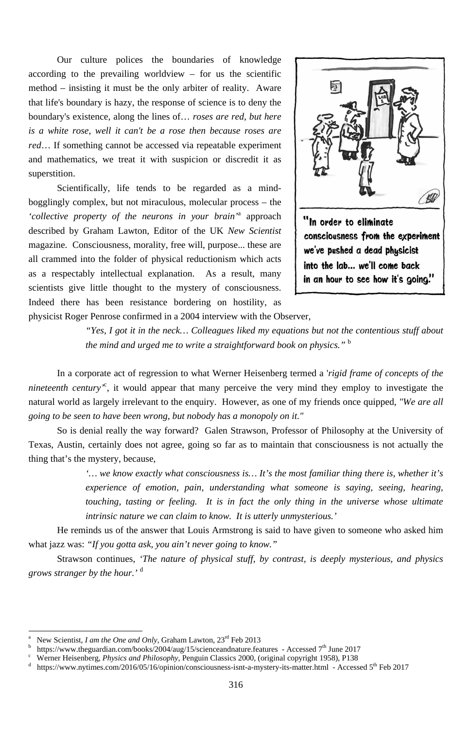Our culture polices the boundaries of knowledge according to the prevailing worldview – for us the scientific method – insisting it must be the only arbiter of reality. Aware that life's boundary is hazy, the response of science is to deny the boundary's existence, along the lines of… *roses are red, but here is a white rose, well it can't be a rose then because roses are red*… If something cannot be accessed via repeatable experiment and mathematics, we treat it with suspicion or discredit it as superstition.

"In order to eliminate consciousness from the experiment we've pushed a dead physicist into the lab... we'll come back in an hour to see how it's going."

Scientifically, life tends to be regarded as a mind-bogglingly complex, but not miraculous, molecular process – the *'collective property of the neurons in your brain'*[a] approach described by Graham Lawton, Editor of the UK *New Scientist* magazine. Consciousness, morality, free will, purpose... these are all crammed into the folder of physical reductionism which acts as a respectably intellectual explanation. As a result, many scientists give little thought to the mystery of consciousness. Indeed there has been resistance bordering on hostility, as physicist Roger Penrose confirmed in a 2004 interview with the Observer,

> *"Yes, I got it in the neck… Colleagues liked my equations but not the contentious stuff about the mind and urged me to write a straightforward book on physics."* [b]

In a corporate act of regression to what Werner Heisenberg termed a '*rigid frame of concepts of the nineteenth century'*[c], it would appear that many perceive the very mind they employ to investigate the natural world as largely irrelevant to the enquiry. However, as one of my friends once quipped, *"We are all going to be seen to have been wrong, but nobody has a monopoly on it."*

So is denial really the way forward? Galen Strawson, Professor of Philosophy at the University of Texas, Austin, certainly does not agree, going so far as to maintain that consciousness is not actually the thing that's the mystery, because,

> *'… we know exactly what consciousness is… It's the most familiar thing there is, whether it's experience of emotion, pain, understanding what someone is saying, seeing, hearing, touching, tasting or feeling. It is in fact the only thing in the universe whose ultimate intrinsic nature we can claim to know. It is utterly unmysterious.'*

He reminds us of the answer that Louis Armstrong is said to have given to someone who asked him what jazz was: *"If you gotta ask, you ain't never going to know."*

Strawson continues, *'The nature of physical stuff, by contrast, is deeply mysterious, and physics grows stranger by the hour.'* [d]

---

[a] New Scientist, *I am the One and Only*, Graham Lawton, 23rd Feb 2013

[b] https://www.theguardian.com/books/2004/aug/15/scienceandnature.features - Accessed 7th June 2017

[c] Werner Heisenberg, *Physics and Philosophy*, Penguin Classics 2000, (original copyright 1958), P138

[d] https://www.nytimes.com/2016/05/16/opinion/consciousness-isnt-a-mystery-its-matter.html - Accessed 5th Feb 2017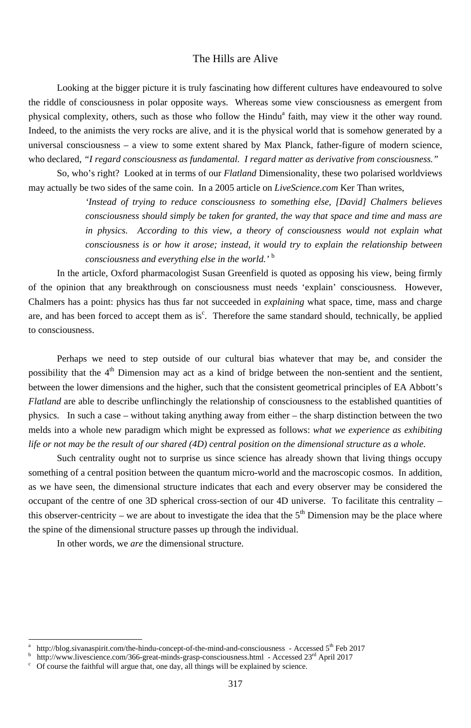## The Hills are Alive

Looking at the bigger picture it is truly fascinating how different cultures have endeavoured to solve the riddle of consciousness in polar opposite ways. Whereas some view consciousness as emergent from physical complexity, others, such as those who follow the Hindu[a] faith, may view it the other way round. Indeed, to the animists the very rocks are alive, and it is the physical world that is somehow generated by a universal consciousness – a view to some extent shared by Max Planck, father-figure of modern science, who declared, *"I regard consciousness as fundamental. I regard matter as derivative from consciousness."*

So, who's right? Looked at in terms of our *Flatland* Dimensionality, these two polarised worldviews may actually be two sides of the same coin. In a 2005 article on *LiveScience.com* Ker Than writes,

> *'Instead of trying to reduce consciousness to something else, [David] Chalmers believes consciousness should simply be taken for granted, the way that space and time and mass are in physics. According to this view, a theory of consciousness would not explain what consciousness is or how it arose; instead, it would try to explain the relationship between consciousness and everything else in the world.'* [b]

In the article, Oxford pharmacologist Susan Greenfield is quoted as opposing his view, being firmly of the opinion that any breakthrough on consciousness must needs 'explain' consciousness. However, Chalmers has a point: physics has thus far not succeeded in *explaining* what space, time, mass and charge are, and has been forced to accept them as is[c]. Therefore the same standard should, technically, be applied to consciousness.

Perhaps we need to step outside of our cultural bias whatever that may be, and consider the possibility that the 4th Dimension may act as a kind of bridge between the non-sentient and the sentient, between the lower dimensions and the higher, such that the consistent geometrical principles of EA Abbott's *Flatland* are able to describe unflinchingly the relationship of consciousness to the established quantities of physics. In such a case – without taking anything away from either – the sharp distinction between the two melds into a whole new paradigm which might be expressed as follows: *what we experience as exhibiting life or not may be the result of our shared (4D) central position on the dimensional structure as a whole.*

Such centrality ought not to surprise us since science has already shown that living things occupy something of a central position between the quantum micro-world and the macroscopic cosmos. In addition, as we have seen, the dimensional structure indicates that each and every observer may be considered the occupant of the centre of one 3D spherical cross-section of our 4D universe. To facilitate this centrality – this observer-centricity – we are about to investigate the idea that the 5th Dimension may be the place where the spine of the dimensional structure passes up through the individual.

In other words, we *are* the dimensional structure.

---

[a] http://blog.sivanaspirit.com/the-hindu-concept-of-the-mind-and-consciousness - Accessed 5th Feb 2017

[b] http://www.livescience.com/366-great-minds-grasp-consciousness.html - Accessed 23rd April 2017

[c] Of course the faithful will argue that, one day, all things will be explained by science.